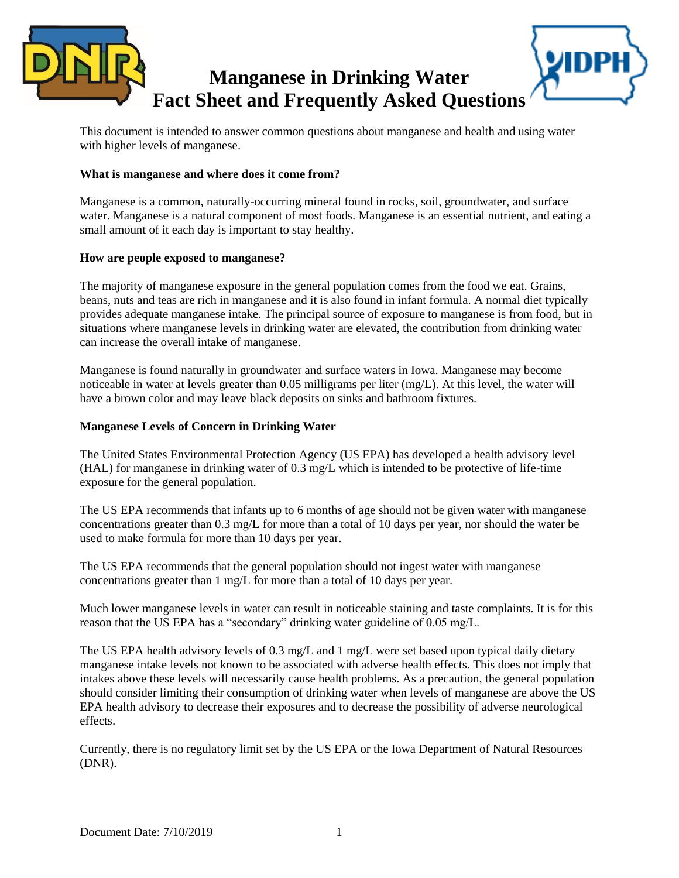# Manganese in Drinking Water
# Fact Sheet and Frequently Asked Questions

This document is intended to answer common questions about manganese and health and using water with higher levels of manganese.

**What is manganese and where does it come from?**

Manganese is a common, naturally-occurring mineral found in rocks, soil, groundwater, and surface water. Manganese is a natural component of most foods. Manganese is an essential nutrient, and eating a small amount of it each day is important to stay healthy.

**How are people exposed to manganese?**

The majority of manganese exposure in the general population comes from the food we eat. Grains, beans, nuts and teas are rich in manganese and it is also found in infant formula. A normal diet typically provides adequate manganese intake. The principal source of exposure to manganese is from food, but in situations where manganese levels in drinking water are elevated, the contribution from drinking water can increase the overall intake of manganese.

Manganese is found naturally in groundwater and surface waters in Iowa. Manganese may become noticeable in water at levels greater than 0.05 milligrams per liter (mg/L). At this level, the water will have a brown color and may leave black deposits on sinks and bathroom fixtures.

**Manganese Levels of Concern in Drinking Water**

The United States Environmental Protection Agency (US EPA) has developed a health advisory level (HAL) for manganese in drinking water of 0.3 mg/L which is intended to be protective of life-time exposure for the general population.

The US EPA recommends that infants up to 6 months of age should not be given water with manganese concentrations greater than 0.3 mg/L for more than a total of 10 days per year, nor should the water be used to make formula for more than 10 days per year.

The US EPA recommends that the general population should not ingest water with manganese concentrations greater than 1 mg/L for more than a total of 10 days per year.

Much lower manganese levels in water can result in noticeable staining and taste complaints. It is for this reason that the US EPA has a "secondary" drinking water guideline of 0.05 mg/L.

The US EPA health advisory levels of 0.3 mg/L and 1 mg/L were set based upon typical daily dietary manganese intake levels not known to be associated with adverse health effects. This does not imply that intakes above these levels will necessarily cause health problems. As a precaution, the general population should consider limiting their consumption of drinking water when levels of manganese are above the US EPA health advisory to decrease their exposures and to decrease the possibility of adverse neurological effects.

Currently, there is no regulatory limit set by the US EPA or the Iowa Department of Natural Resources (DNR).

Document Date: 7/10/2019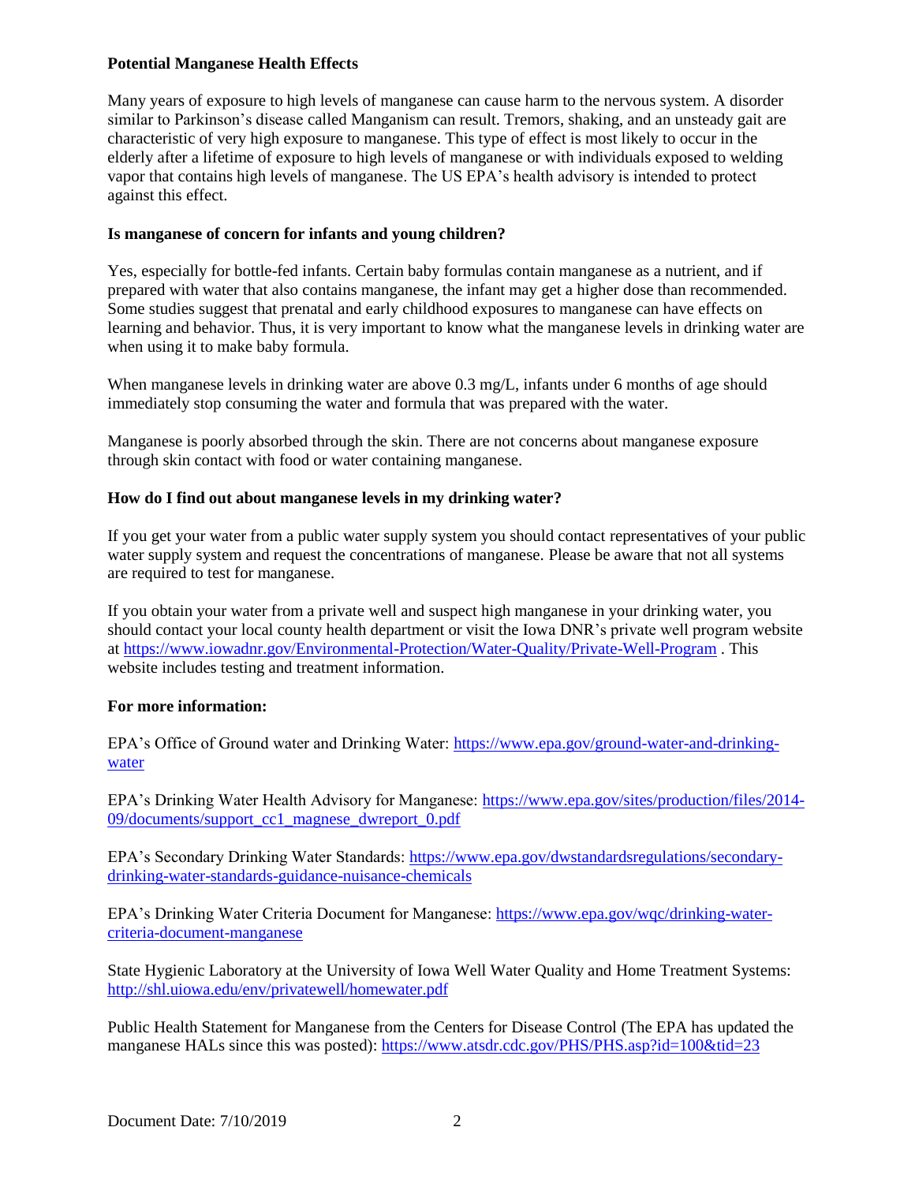**Potential Manganese Health Effects**

Many years of exposure to high levels of manganese can cause harm to the nervous system. A disorder similar to Parkinson's disease called Manganism can result. Tremors, shaking, and an unsteady gait are characteristic of very high exposure to manganese. This type of effect is most likely to occur in the elderly after a lifetime of exposure to high levels of manganese or with individuals exposed to welding vapor that contains high levels of manganese. The US EPA's health advisory is intended to protect against this effect.

**Is manganese of concern for infants and young children?**

Yes, especially for bottle-fed infants. Certain baby formulas contain manganese as a nutrient, and if prepared with water that also contains manganese, the infant may get a higher dose than recommended. Some studies suggest that prenatal and early childhood exposures to manganese can have effects on learning and behavior. Thus, it is very important to know what the manganese levels in drinking water are when using it to make baby formula.

When manganese levels in drinking water are above 0.3 mg/L, infants under 6 months of age should immediately stop consuming the water and formula that was prepared with the water.

Manganese is poorly absorbed through the skin. There are not concerns about manganese exposure through skin contact with food or water containing manganese.

**How do I find out about manganese levels in my drinking water?**

If you get your water from a public water supply system you should contact representatives of your public water supply system and request the concentrations of manganese. Please be aware that not all systems are required to test for manganese.

If you obtain your water from a private well and suspect high manganese in your drinking water, you should contact your local county health department or visit the Iowa DNR's private well program website at https://www.iowadnr.gov/Environmental-Protection/Water-Quality/Private-Well-Program . This website includes testing and treatment information.

**For more information:**

EPA's Office of Ground water and Drinking Water: https://www.epa.gov/ground-water-and-drinking-water

EPA's Drinking Water Health Advisory for Manganese: https://www.epa.gov/sites/production/files/2014-09/documents/support_cc1_magnese_dwreport_0.pdf

EPA's Secondary Drinking Water Standards: https://www.epa.gov/dwstandardsregulations/secondary-drinking-water-standards-guidance-nuisance-chemicals

EPA's Drinking Water Criteria Document for Manganese: https://www.epa.gov/wqc/drinking-water-criteria-document-manganese

State Hygienic Laboratory at the University of Iowa Well Water Quality and Home Treatment Systems: http://shl.uiowa.edu/env/privatewell/homewater.pdf

Public Health Statement for Manganese from the Centers for Disease Control (The EPA has updated the manganese HALs since this was posted): https://www.atsdr.cdc.gov/PHS/PHS.asp?id=100&tid=23

Document Date: 7/10/2019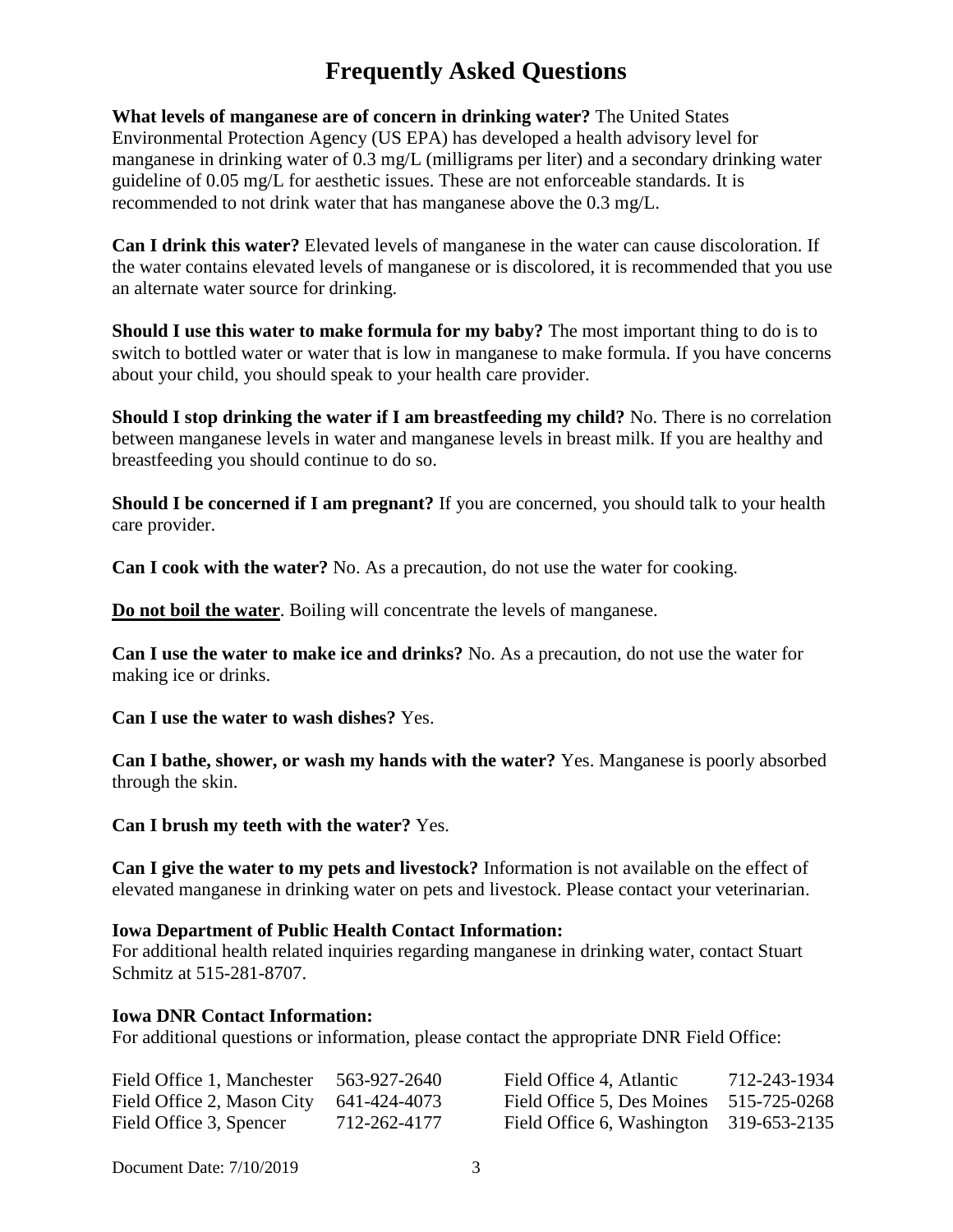# Frequently Asked Questions

**What levels of manganese are of concern in drinking water?** The United States Environmental Protection Agency (US EPA) has developed a health advisory level for manganese in drinking water of 0.3 mg/L (milligrams per liter) and a secondary drinking water guideline of 0.05 mg/L for aesthetic issues. These are not enforceable standards. It is recommended to not drink water that has manganese above the 0.3 mg/L.

**Can I drink this water?** Elevated levels of manganese in the water can cause discoloration. If the water contains elevated levels of manganese or is discolored, it is recommended that you use an alternate water source for drinking.

**Should I use this water to make formula for my baby?** The most important thing to do is to switch to bottled water or water that is low in manganese to make formula. If you have concerns about your child, you should speak to your health care provider.

**Should I stop drinking the water if I am breastfeeding my child?** No. There is no correlation between manganese levels in water and manganese levels in breast milk. If you are healthy and breastfeeding you should continue to do so.

**Should I be concerned if I am pregnant?** If you are concerned, you should talk to your health care provider.

**Can I cook with the water?** No. As a precaution, do not use the water for cooking.

**<u>Do not boil the water</u>**. Boiling will concentrate the levels of manganese.

**Can I use the water to make ice and drinks?** No. As a precaution, do not use the water for making ice or drinks.

**Can I use the water to wash dishes?** Yes.

**Can I bathe, shower, or wash my hands with the water?** Yes. Manganese is poorly absorbed through the skin.

**Can I brush my teeth with the water?** Yes.

**Can I give the water to my pets and livestock?** Information is not available on the effect of elevated manganese in drinking water on pets and livestock. Please contact your veterinarian.

**Iowa Department of Public Health Contact Information:**
For additional health related inquiries regarding manganese in drinking water, contact Stuart Schmitz at 515-281-8707.

**Iowa DNR Contact Information:**
For additional questions or information, please contact the appropriate DNR Field Office:

| | | | |
|---|---|---|---|
| Field Office 1, Manchester | 563-927-2640 | Field Office 4, Atlantic | 712-243-1934 |
| Field Office 2, Mason City | 641-424-4073 | Field Office 5, Des Moines | 515-725-0268 |
| Field Office 3, Spencer | 712-262-4177 | Field Office 6, Washington | 319-653-2135 |

Document Date: 7/10/2019